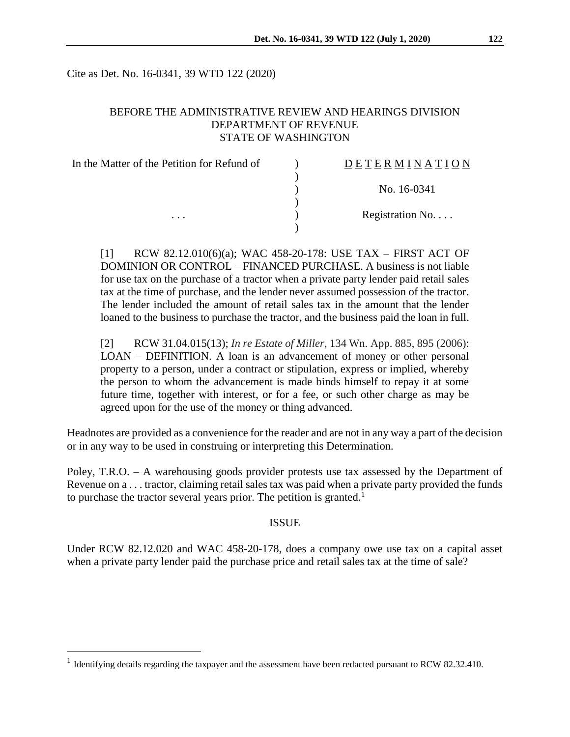Cite as Det. No. 16-0341, 39 WTD 122 (2020)

BEFORE THE ADMINISTRATIVE REVIEW AND HEARINGS DIVISION
DEPARTMENT OF REVENUE
STATE OF WASHINGTON

| In the Matter of the Petition for Refund of | ) | D E T E R M I N A T I O N |
|---|---|---|
| | ) | |
| | ) | No. 16-0341 |
| | ) | |
| . . . | ) | Registration No. . . . |
| | ) | |

[1] RCW 82.12.010(6)(a); WAC 458-20-178: USE TAX – FIRST ACT OF DOMINION OR CONTROL – FINANCED PURCHASE. A business is not liable for use tax on the purchase of a tractor when a private party lender paid retail sales tax at the time of purchase, and the lender never assumed possession of the tractor. The lender included the amount of retail sales tax in the amount that the lender loaned to the business to purchase the tractor, and the business paid the loan in full.

[2] RCW 31.04.015(13); *In re Estate of Miller*, 134 Wn. App. 885, 895 (2006): LOAN – DEFINITION. A loan is an advancement of money or other personal property to a person, under a contract or stipulation, express or implied, whereby the person to whom the advancement is made binds himself to repay it at some future time, together with interest, or for a fee, or such other charge as may be agreed upon for the use of the money or thing advanced.

Headnotes are provided as a convenience for the reader and are not in any way a part of the decision or in any way to be used in construing or interpreting this Determination.

Poley, T.R.O. – A warehousing goods provider protests use tax assessed by the Department of Revenue on a . . . tractor, claiming retail sales tax was paid when a private party provided the funds to purchase the tractor several years prior. The petition is granted.[1]

## ISSUE

Under RCW 82.12.020 and WAC 458-20-178, does a company owe use tax on a capital asset when a private party lender paid the purchase price and retail sales tax at the time of sale?

[1] Identifying details regarding the taxpayer and the assessment have been redacted pursuant to RCW 82.32.410.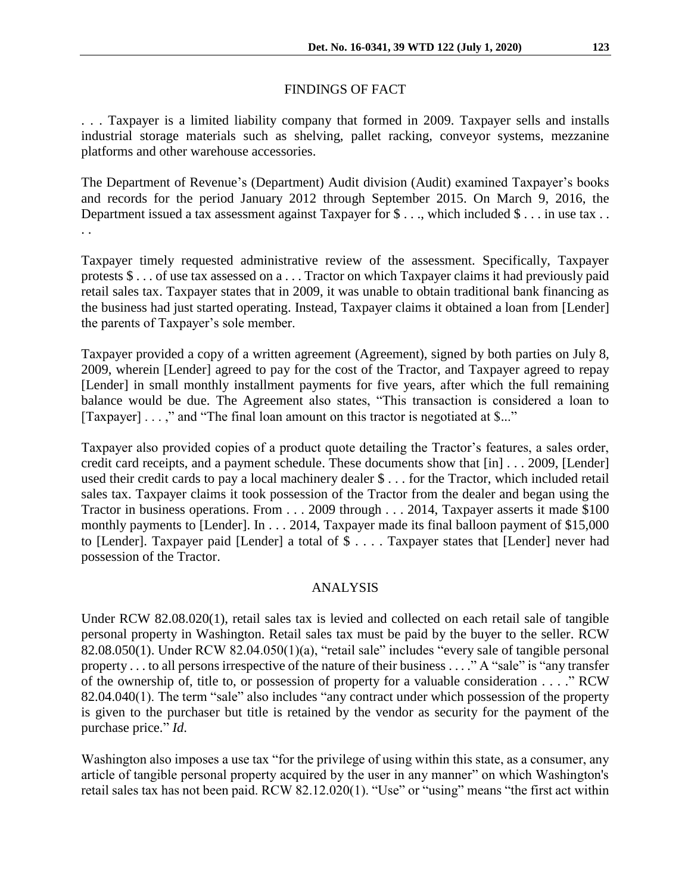## FINDINGS OF FACT

. . . Taxpayer is a limited liability company that formed in 2009. Taxpayer sells and installs industrial storage materials such as shelving, pallet racking, conveyor systems, mezzanine platforms and other warehouse accessories.

The Department of Revenue's (Department) Audit division (Audit) examined Taxpayer's books and records for the period January 2012 through September 2015. On March 9, 2016, the Department issued a tax assessment against Taxpayer for $ . . ., which included $ . . . in use tax . . . .

Taxpayer timely requested administrative review of the assessment. Specifically, Taxpayer protests $ . . . of use tax assessed on a . . . Tractor on which Taxpayer claims it had previously paid retail sales tax. Taxpayer states that in 2009, it was unable to obtain traditional bank financing as the business had just started operating. Instead, Taxpayer claims it obtained a loan from [Lender] the parents of Taxpayer's sole member.

Taxpayer provided a copy of a written agreement (Agreement), signed by both parties on July 8, 2009, wherein [Lender] agreed to pay for the cost of the Tractor, and Taxpayer agreed to repay [Lender] in small monthly installment payments for five years, after which the full remaining balance would be due. The Agreement also states, "This transaction is considered a loan to [Taxpayer] . . . ," and "The final loan amount on this tractor is negotiated at $..."

Taxpayer also provided copies of a product quote detailing the Tractor's features, a sales order, credit card receipts, and a payment schedule. These documents show that [in] . . . 2009, [Lender] used their credit cards to pay a local machinery dealer $ . . . for the Tractor, which included retail sales tax. Taxpayer claims it took possession of the Tractor from the dealer and began using the Tractor in business operations. From . . . 2009 through . . . 2014, Taxpayer asserts it made $100 monthly payments to [Lender]. In . . . 2014, Taxpayer made its final balloon payment of $15,000 to [Lender]. Taxpayer paid [Lender] a total of $ . . . . Taxpayer states that [Lender] never had possession of the Tractor.

## ANALYSIS

Under RCW 82.08.020(1), retail sales tax is levied and collected on each retail sale of tangible personal property in Washington. Retail sales tax must be paid by the buyer to the seller. RCW 82.08.050(1). Under RCW 82.04.050(1)(a), "retail sale" includes "every sale of tangible personal property . . . to all persons irrespective of the nature of their business . . . ." A "sale" is "any transfer of the ownership of, title to, or possession of property for a valuable consideration . . . ." RCW 82.04.040(1). The term "sale" also includes "any contract under which possession of the property is given to the purchaser but title is retained by the vendor as security for the payment of the purchase price." *Id.*

Washington also imposes a use tax "for the privilege of using within this state, as a consumer, any article of tangible personal property acquired by the user in any manner" on which Washington's retail sales tax has not been paid. RCW 82.12.020(1). "Use" or "using" means "the first act within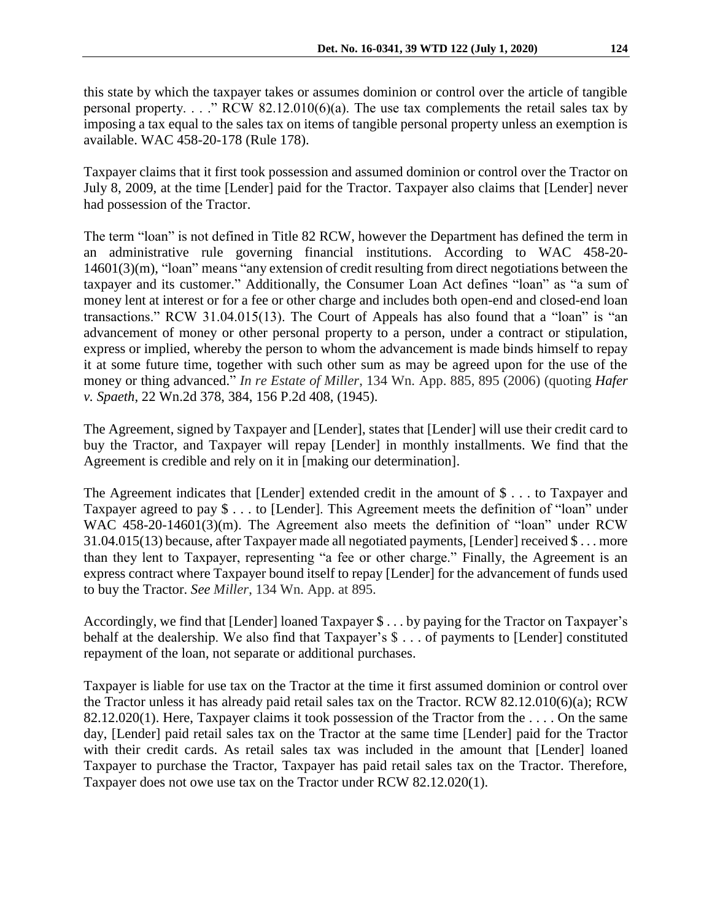this state by which the taxpayer takes or assumes dominion or control over the article of tangible personal property. . . ." RCW 82.12.010(6)(a). The use tax complements the retail sales tax by imposing a tax equal to the sales tax on items of tangible personal property unless an exemption is available. WAC 458-20-178 (Rule 178).

Taxpayer claims that it first took possession and assumed dominion or control over the Tractor on July 8, 2009, at the time [Lender] paid for the Tractor. Taxpayer also claims that [Lender] never had possession of the Tractor.

The term "loan" is not defined in Title 82 RCW, however the Department has defined the term in an administrative rule governing financial institutions. According to WAC 458-20-14601(3)(m), "loan" means "any extension of credit resulting from direct negotiations between the taxpayer and its customer." Additionally, the Consumer Loan Act defines "loan" as "a sum of money lent at interest or for a fee or other charge and includes both open-end and closed-end loan transactions." RCW 31.04.015(13). The Court of Appeals has also found that a "loan" is "an advancement of money or other personal property to a person, under a contract or stipulation, express or implied, whereby the person to whom the advancement is made binds himself to repay it at some future time, together with such other sum as may be agreed upon for the use of the money or thing advanced." *In re Estate of Miller*, 134 Wn. App. 885, 895 (2006) (quoting *Hafer v. Spaeth*, 22 Wn.2d 378, 384, 156 P.2d 408, (1945).

The Agreement, signed by Taxpayer and [Lender], states that [Lender] will use their credit card to buy the Tractor, and Taxpayer will repay [Lender] in monthly installments. We find that the Agreement is credible and rely on it in [making our determination].

The Agreement indicates that [Lender] extended credit in the amount of $ . . . to Taxpayer and Taxpayer agreed to pay $ . . . to [Lender]. This Agreement meets the definition of "loan" under WAC 458-20-14601(3)(m). The Agreement also meets the definition of "loan" under RCW 31.04.015(13) because, after Taxpayer made all negotiated payments, [Lender] received $ . . . more than they lent to Taxpayer, representing "a fee or other charge." Finally, the Agreement is an express contract where Taxpayer bound itself to repay [Lender] for the advancement of funds used to buy the Tractor. *See Miller*, 134 Wn. App. at 895.

Accordingly, we find that [Lender] loaned Taxpayer $ . . . by paying for the Tractor on Taxpayer's behalf at the dealership. We also find that Taxpayer's $ . . . of payments to [Lender] constituted repayment of the loan, not separate or additional purchases.

Taxpayer is liable for use tax on the Tractor at the time it first assumed dominion or control over the Tractor unless it has already paid retail sales tax on the Tractor. RCW 82.12.010(6)(a); RCW 82.12.020(1). Here, Taxpayer claims it took possession of the Tractor from the . . . . On the same day, [Lender] paid retail sales tax on the Tractor at the same time [Lender] paid for the Tractor with their credit cards. As retail sales tax was included in the amount that [Lender] loaned Taxpayer to purchase the Tractor, Taxpayer has paid retail sales tax on the Tractor. Therefore, Taxpayer does not owe use tax on the Tractor under RCW 82.12.020(1).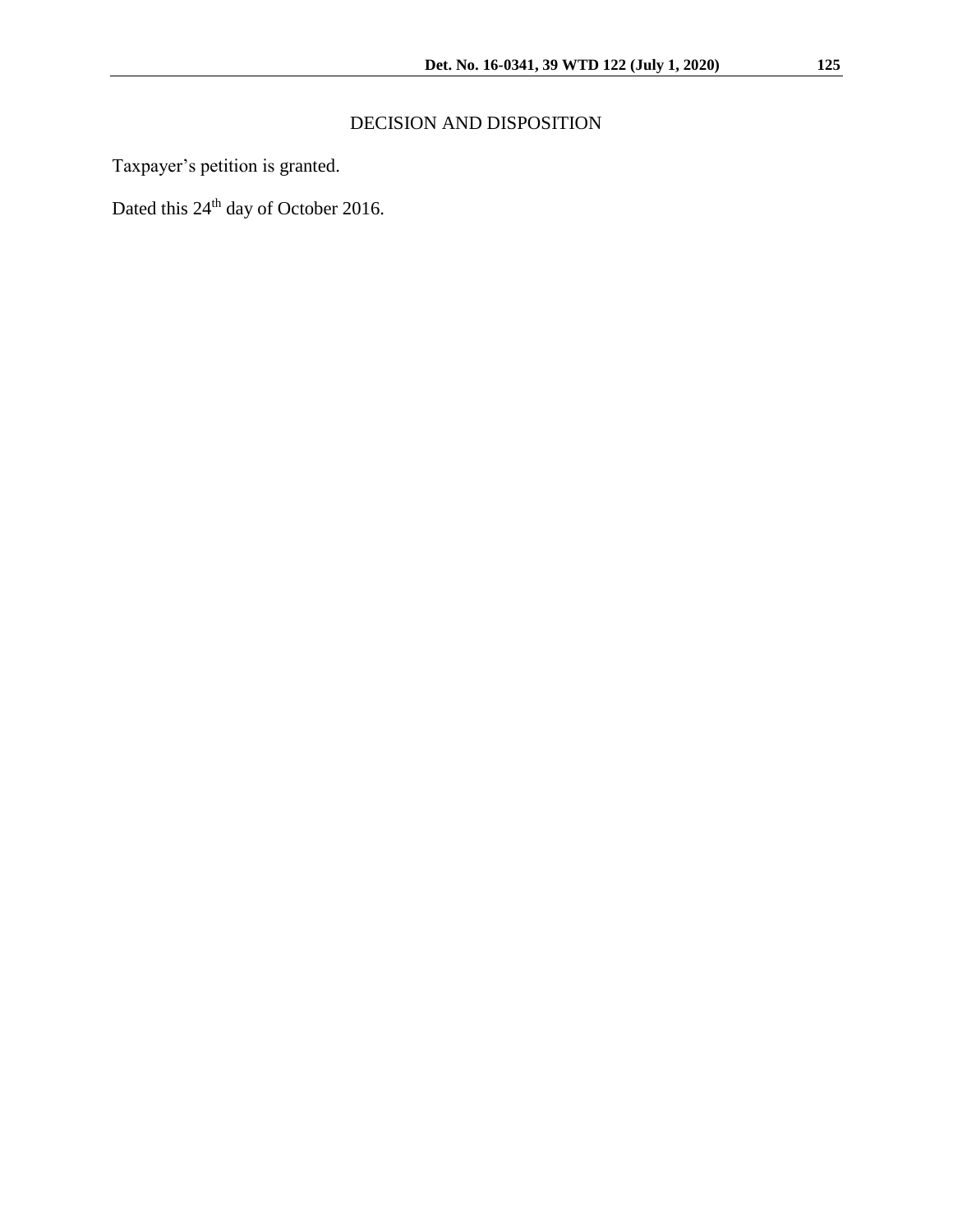## DECISION AND DISPOSITION

Taxpayer's petition is granted.

Dated this 24th day of October 2016.